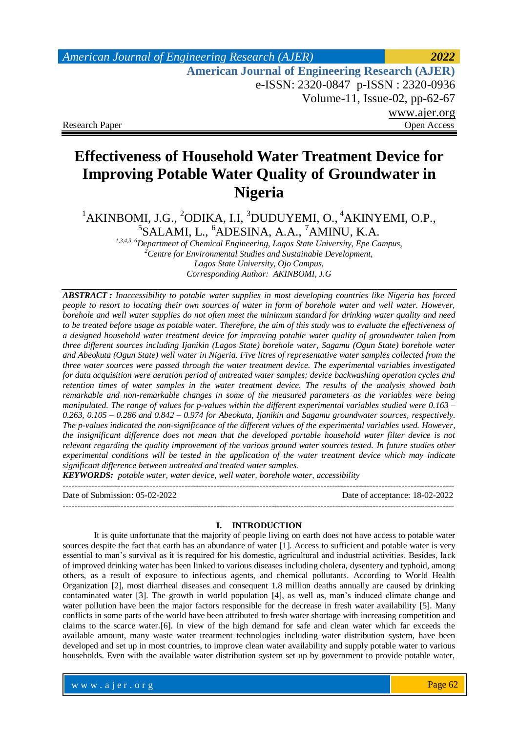Research Paper | Open Access

# Effectiveness of Household Water Treatment Device for Improving Potable Water Quality of Groundwater in Nigeria

[1]AKINBOMI, J.G., [2]ODIKA, I.I, [3]DUDUYEMI, O., [4]AKINYEMI, O.P., [5]SALAMI, L., [6]ADESINA, A.A., [7]AMINU, K.A.

*[1,3,4,5,6]Department of Chemical Engineering, Lagos State University, Epe Campus,*
*[2]Centre for Environmental Studies and Sustainable Development,*
*Lagos State University, Ojo Campus,*
*Corresponding Author: AKINBOMI, J.G*

***ABSTRACT :*** *Inaccessibility to potable water supplies in most developing countries like Nigeria has forced people to resort to locating their own sources of water in form of borehole water and well water. However, borehole and well water supplies do not often meet the minimum standard for drinking water quality and need to be treated before usage as potable water. Therefore, the aim of this study was to evaluate the effectiveness of a designed household water treatment device for improving potable water quality of groundwater taken from three different sources including Ijanikin (Lagos State) borehole water, Sagamu (Ogun State) borehole water and Abeokuta (Ogun State) well water in Nigeria. Five litres of representative water samples collected from the three water sources were passed through the water treatment device. The experimental variables investigated for data acquisition were aeration period of untreated water samples; device backwashing operation cycles and retention times of water samples in the water treatment device. The results of the analysis showed both remarkable and non-remarkable changes in some of the measured parameters as the variables were being manipulated. The range of values for p-values within the different experimental variables studied were 0.163 – 0.263, 0.105 – 0.286 and 0.842 – 0.974 for Abeokuta, Ijanikin and Sagamu groundwater sources, respectively. The p-values indicated the non-significance of the different values of the experimental variables used. However, the insignificant difference does not mean that the developed portable household water filter device is not relevant regarding the quality improvement of the various ground water sources tested. In future studies other experimental conditions will be tested in the application of the water treatment device which may indicate significant difference between untreated and treated water samples.*

***KEYWORDS:*** *potable water, water device, well water, borehole water, accessibility*

---

Date of Submission: 05-02-2022 | Date of acceptance: 18-02-2022

---

## I. INTRODUCTION

It is quite unfortunate that the majority of people living on earth does not have access to potable water sources despite the fact that earth has an abundance of water [1]. Access to sufficient and potable water is very essential to man's survival as it is required for his domestic, agricultural and industrial activities. Besides, lack of improved drinking water has been linked to various diseases including cholera, dysentery and typhoid, among others, as a result of exposure to infectious agents, and chemical pollutants. According to World Health Organization [2], most diarrheal diseases and consequent 1.8 million deaths annually are caused by drinking contaminated water [3]. The growth in world population [4], as well as, man's induced climate change and water pollution have been the major factors responsible for the decrease in fresh water availability [5]. Many conflicts in some parts of the world have been attributed to fresh water shortage with increasing competition and claims to the scarce water.[6]. In view of the high demand for safe and clean water which far exceeds the available amount, many waste water treatment technologies including water distribution system, have been developed and set up in most countries, to improve clean water availability and supply potable water to various households. Even with the available water distribution system set up by government to provide potable water,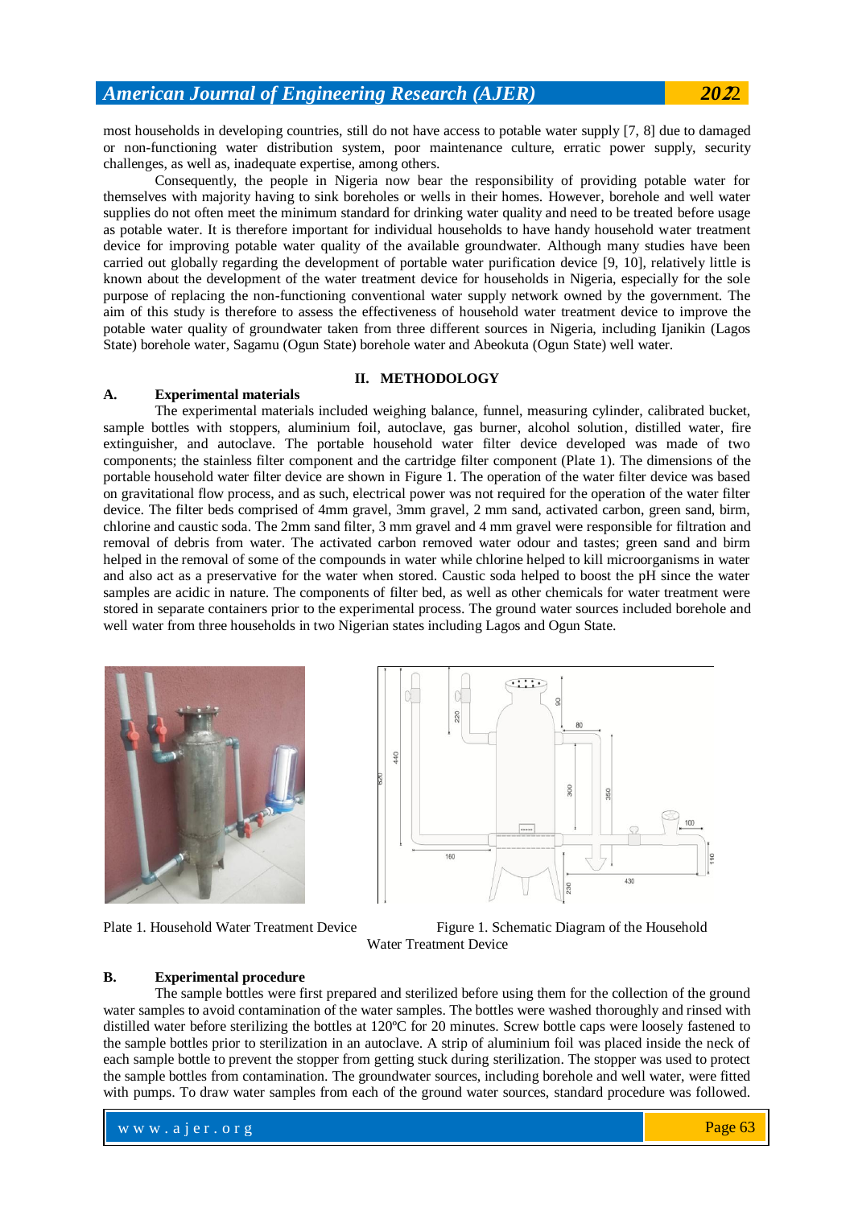most households in developing countries, still do not have access to potable water supply [7, 8] due to damaged or non-functioning water distribution system, poor maintenance culture, erratic power supply, security challenges, as well as, inadequate expertise, among others.

Consequently, the people in Nigeria now bear the responsibility of providing potable water for themselves with majority having to sink boreholes or wells in their homes. However, borehole and well water supplies do not often meet the minimum standard for drinking water quality and need to be treated before usage as potable water. It is therefore important for individual households to have handy household water treatment device for improving potable water quality of the available groundwater. Although many studies have been carried out globally regarding the development of portable water purification device [9, 10], relatively little is known about the development of the water treatment device for households in Nigeria, especially for the sole purpose of replacing the non-functioning conventional water supply network owned by the government. The aim of this study is therefore to assess the effectiveness of household water treatment device to improve the potable water quality of groundwater taken from three different sources in Nigeria, including Ijanikin (Lagos State) borehole water, Sagamu (Ogun State) borehole water and Abeokuta (Ogun State) well water.

## II. METHODOLOGY

### A. Experimental materials

The experimental materials included weighing balance, funnel, measuring cylinder, calibrated bucket, sample bottles with stoppers, aluminium foil, autoclave, gas burner, alcohol solution, distilled water, fire extinguisher, and autoclave. The portable household water filter device developed was made of two components; the stainless filter component and the cartridge filter component (Plate 1). The dimensions of the portable household water filter device are shown in Figure 1. The operation of the water filter device was based on gravitational flow process, and as such, electrical power was not required for the operation of the water filter device. The filter beds comprised of 4mm gravel, 3mm gravel, 2 mm sand, activated carbon, green sand, birm, chlorine and caustic soda. The 2mm sand filter, 3 mm gravel and 4 mm gravel were responsible for filtration and removal of debris from water. The activated carbon removed water odour and tastes; green sand and birm helped in the removal of some of the compounds in water while chlorine helped to kill microorganisms in water and also act as a preservative for the water when stored. Caustic soda helped to boost the pH since the water samples are acidic in nature. The components of filter bed, as well as other chemicals for water treatment were stored in separate containers prior to the experimental process. The ground water sources included borehole and well water from three households in two Nigerian states including Lagos and Ogun State.

Plate 1. Household Water Treatment Device

Figure 1. Schematic Diagram of the Household Water Treatment Device

### B. Experimental procedure

The sample bottles were first prepared and sterilized before using them for the collection of the ground water samples to avoid contamination of the water samples. The bottles were washed thoroughly and rinsed with distilled water before sterilizing the bottles at 120ºC for 20 minutes. Screw bottle caps were loosely fastened to the sample bottles prior to sterilization in an autoclave. A strip of aluminium foil was placed inside the neck of each sample bottle to prevent the stopper from getting stuck during sterilization. The stopper was used to protect the sample bottles from contamination. The groundwater sources, including borehole and well water, were fitted with pumps. To draw water samples from each of the ground water sources, standard procedure was followed.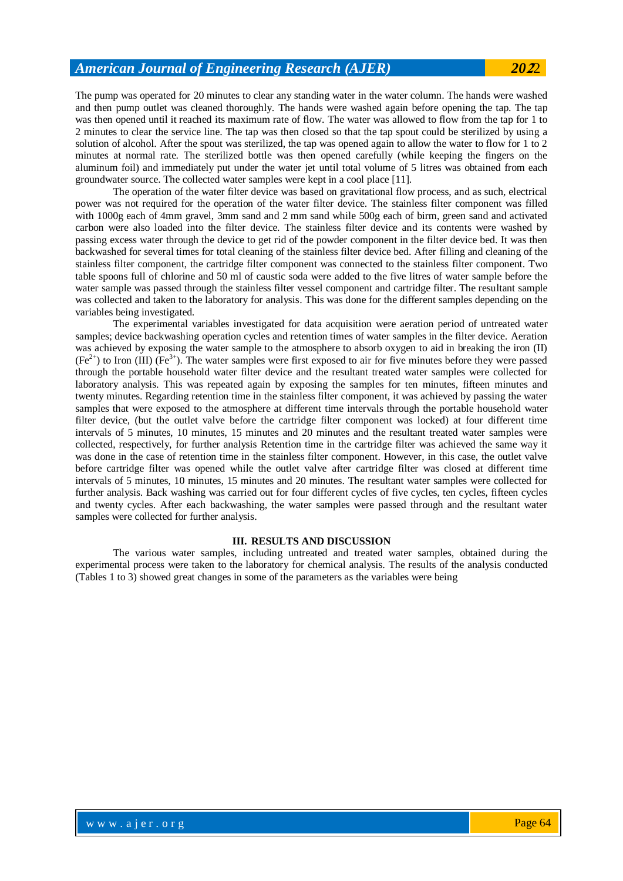The pump was operated for 20 minutes to clear any standing water in the water column. The hands were washed and then pump outlet was cleaned thoroughly. The hands were washed again before opening the tap. The tap was then opened until it reached its maximum rate of flow. The water was allowed to flow from the tap for 1 to 2 minutes to clear the service line. The tap was then closed so that the tap spout could be sterilized by using a solution of alcohol. After the spout was sterilized, the tap was opened again to allow the water to flow for 1 to 2 minutes at normal rate. The sterilized bottle was then opened carefully (while keeping the fingers on the aluminum foil) and immediately put under the water jet until total volume of 5 litres was obtained from each groundwater source. The collected water samples were kept in a cool place [11].

The operation of the water filter device was based on gravitational flow process, and as such, electrical power was not required for the operation of the water filter device. The stainless filter component was filled with 1000g each of 4mm gravel, 3mm sand and 2 mm sand while 500g each of birm, green sand and activated carbon were also loaded into the filter device. The stainless filter device and its contents were washed by passing excess water through the device to get rid of the powder component in the filter device bed. It was then backwashed for several times for total cleaning of the stainless filter device bed. After filling and cleaning of the stainless filter component, the cartridge filter component was connected to the stainless filter component. Two table spoons full of chlorine and 50 ml of caustic soda were added to the five litres of water sample before the water sample was passed through the stainless filter vessel component and cartridge filter. The resultant sample was collected and taken to the laboratory for analysis. This was done for the different samples depending on the variables being investigated.

The experimental variables investigated for data acquisition were aeration period of untreated water samples; device backwashing operation cycles and retention times of water samples in the filter device. Aeration was achieved by exposing the water sample to the atmosphere to absorb oxygen to aid in breaking the iron (II) ($Fe^{2+}$) to Iron (III) ($Fe^{3+}$). The water samples were first exposed to air for five minutes before they were passed through the portable household water filter device and the resultant treated water samples were collected for laboratory analysis. This was repeated again by exposing the samples for ten minutes, fifteen minutes and twenty minutes. Regarding retention time in the stainless filter component, it was achieved by passing the water samples that were exposed to the atmosphere at different time intervals through the portable household water filter device, (but the outlet valve before the cartridge filter component was locked) at four different time intervals of 5 minutes, 10 minutes, 15 minutes and 20 minutes and the resultant treated water samples were collected, respectively, for further analysis Retention time in the cartridge filter was achieved the same way it was done in the case of retention time in the stainless filter component. However, in this case, the outlet valve before cartridge filter was opened while the outlet valve after cartridge filter was closed at different time intervals of 5 minutes, 10 minutes, 15 minutes and 20 minutes. The resultant water samples were collected for further analysis. Back washing was carried out for four different cycles of five cycles, ten cycles, fifteen cycles and twenty cycles. After each backwashing, the water samples were passed through and the resultant water samples were collected for further analysis.

## III. RESULTS AND DISCUSSION

The various water samples, including untreated and treated water samples, obtained during the experimental process were taken to the laboratory for chemical analysis. The results of the analysis conducted (Tables 1 to 3) showed great changes in some of the parameters as the variables were being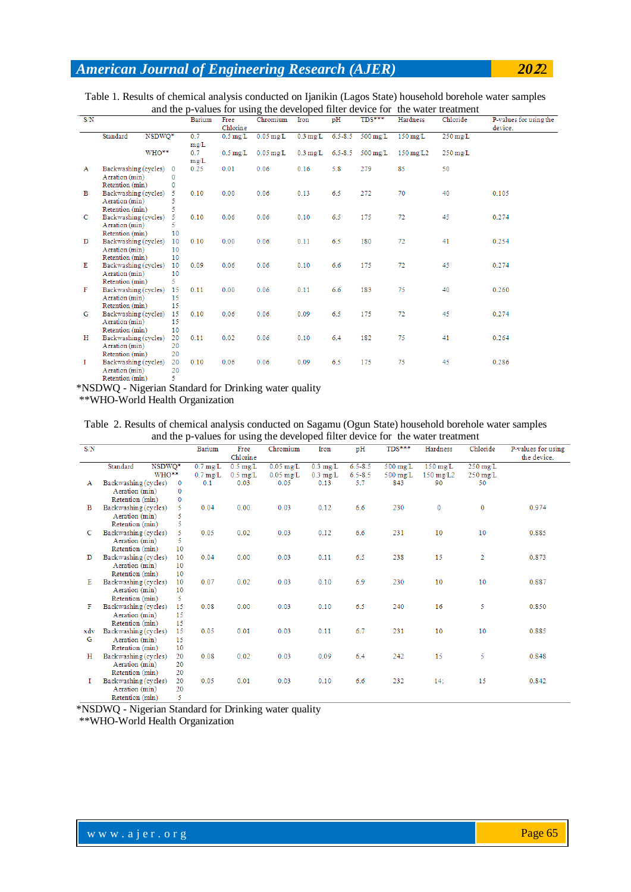Table 1. Results of chemical analysis conducted on Ijanikin (Lagos State) household borehole water samples and the p-values for using the developed filter device for the water treatment

| S/N | | | Barium | Free Chlorine | Chromium | Iron | pH | TDS*** | Hardness | Chloride | P-values for using the device. |
|---|---|---|---|---|---|---|---|---|---|---|---|
| | Standard | NSDWQ* | 0.7 mg/L | 0.5 mg/L | 0.05 mg/L | 0.3 mg/L | 6.5-8.5 | 500 mg/L | 150 mg/L | 250 mg/L | |
| | | WHO** | 0.7 mg/L | 0.5 mg/L | 0.05 mg/L | 0.3 mg/L | 6.5-8.5 | 500 mg/L | 150 mg/L2 | 250 mg/L | |
| A | Backwashing (cycles)<br>Aeration (min)<br>Retention (min) | 0<br>0<br>0 | 0.25 | 0.01 | 0.06 | 0.16 | 5.8 | 279 | 85 | 50 | |
| B | Backwashing (cycles)<br>Aeration (min)<br>Retention (min) | 5<br>5<br>5 | 0.10 | 0.00 | 0.06 | 0.13 | 6.5 | 272 | 70 | 40 | 0.105 |
| C | Backwashing (cycles)<br>Aeration (min)<br>Retention (min) | 5<br>5<br>10 | 0.10 | 0.06 | 0.06 | 0.10 | 6.5 | 175 | 72 | 45 | 0.274 |
| D | Backwashing (cycles)<br>Aeration (min)<br>Retention (min) | 10<br>10<br>10 | 0.10 | 0.00 | 0.06 | 0.11 | 6.5 | 180 | 72 | 41 | 0.254 |
| E | Backwashing (cycles)<br>Aeration (min)<br>Retention (min) | 10<br>10<br>5 | 0.09 | 0.06 | 0.06 | 0.10 | 6.6 | 175 | 72 | 45 | 0.274 |
| F | Backwashing (cycles)<br>Aeration (min)<br>Retention (min) | 15<br>15<br>15 | 0.11 | 0.00 | 0.06 | 0.11 | 6.6 | 183 | 75 | 40 | 0.260 |
| G | Backwashing (cycles)<br>Aeration (min)<br>Retention (min) | 15<br>15<br>10 | 0.10 | 0.06 | 0.06 | 0.09 | 6.5 | 175 | 72 | 45 | 0.274 |
| H | Backwashing (cycles)<br>Aeration (min)<br>Retention (min) | 20<br>20<br>20 | 0.11 | 0.02 | 0.06 | 0.10 | 6.4 | 182 | 75 | 41 | 0.264 |
| I | Backwashing (cycles)<br>Aeration (min)<br>Retention (min) | 20<br>20<br>5 | 0.10 | 0.06 | 0.06 | 0.09 | 6.5 | 175 | 75 | 45 | 0.286 |

*NSDWQ - Nigerian Standard for Drinking water quality
**WHO-World Health Organization

Table 2. Results of chemical analysis conducted on Sagamu (Ogun State) household borehole water samples and the p-values for using the developed filter device for the water treatment

| S/N | | | Barium | Free Chlorine | Chromium | Iron | pH | TDS*** | Hardness | Chloride | P-values for using the device. |
|---|---|---|---|---|---|---|---|---|---|---|---|
| | Standard | NSDWQ* | 0.7 mg/L | 0.5 mg/L | 0.05 mg/L | 0.3 mg/L | 6.5-8.5 | 500 mg/L | 150 mg/L | 250 mg/L | |
| | | WHO** | 0.7 mg/L | 0.5 mg/L | 0.05 mg/L | 0.3 mg/L | 6.5-8.5 | 500 mg/L | 150 mg/L2 | 250 mg/L | |
| A | Backwashing (cycles)<br>Aeration (min)<br>Retention (min) | 0<br>0<br>0 | 0.1 | 0.03 | 0.05 | 0.13 | 5.7 | 843 | 90 | 50 | |
| B | Backwashing (cycles)<br>Aeration (min)<br>Retention (min) | 5<br>5<br>5 | 0.04 | 0.00 | 0.03 | 0.12 | 6.6 | 230 | 0 | 0 | 0.974 |
| C | Backwashing (cycles)<br>Aeration (min)<br>Retention (min) | 5<br>5<br>10 | 0.05 | 0.02 | 0.03 | 0.12 | 6.6 | 231 | 10 | 10 | 0.885 |
| D | Backwashing (cycles)<br>Aeration (min)<br>Retention (min) | 10<br>10<br>10 | 0.04 | 0.00 | 0.03 | 0.11 | 6.5 | 238 | 15 | 2 | 0.873 |
| E | Backwashing (cycles)<br>Aeration (min)<br>Retention (min) | 10<br>10<br>5 | 0.07 | 0.02 | 0.03 | 0.10 | 6.9 | 230 | 10 | 10 | 0.887 |
| F | Backwashing (cycles)<br>Aeration (min)<br>Retention (min) | 15<br>15<br>15 | 0.08 | 0.00 | 0.03 | 0.10 | 6.5 | 240 | 16 | 5 | 0.850 |
| xdv G | Backwashing (cycles)<br>Aeration (min)<br>Retention (min) | 15<br>15<br>10 | 0.05 | 0.01 | 0.03 | 0.11 | 6.7 | 231 | 10 | 10 | 0.885 |
| H | Backwashing (cycles)<br>Aeration (min)<br>Retention (min) | 20<br>20<br>20 | 0.08 | 0.02 | 0.03 | 0.09 | 6.4 | 242 | 15 | 5 | 0.848 |
| I | Backwashing (cycles)<br>Aeration (min)<br>Retention (min) | 20<br>20<br>5 | 0.05 | 0.01 | 0.03 | 0.10 | 6.6 | 232 | 14; | 15 | 0.842 |

*NSDWQ - Nigerian Standard for Drinking water quality
**WHO-World Health Organization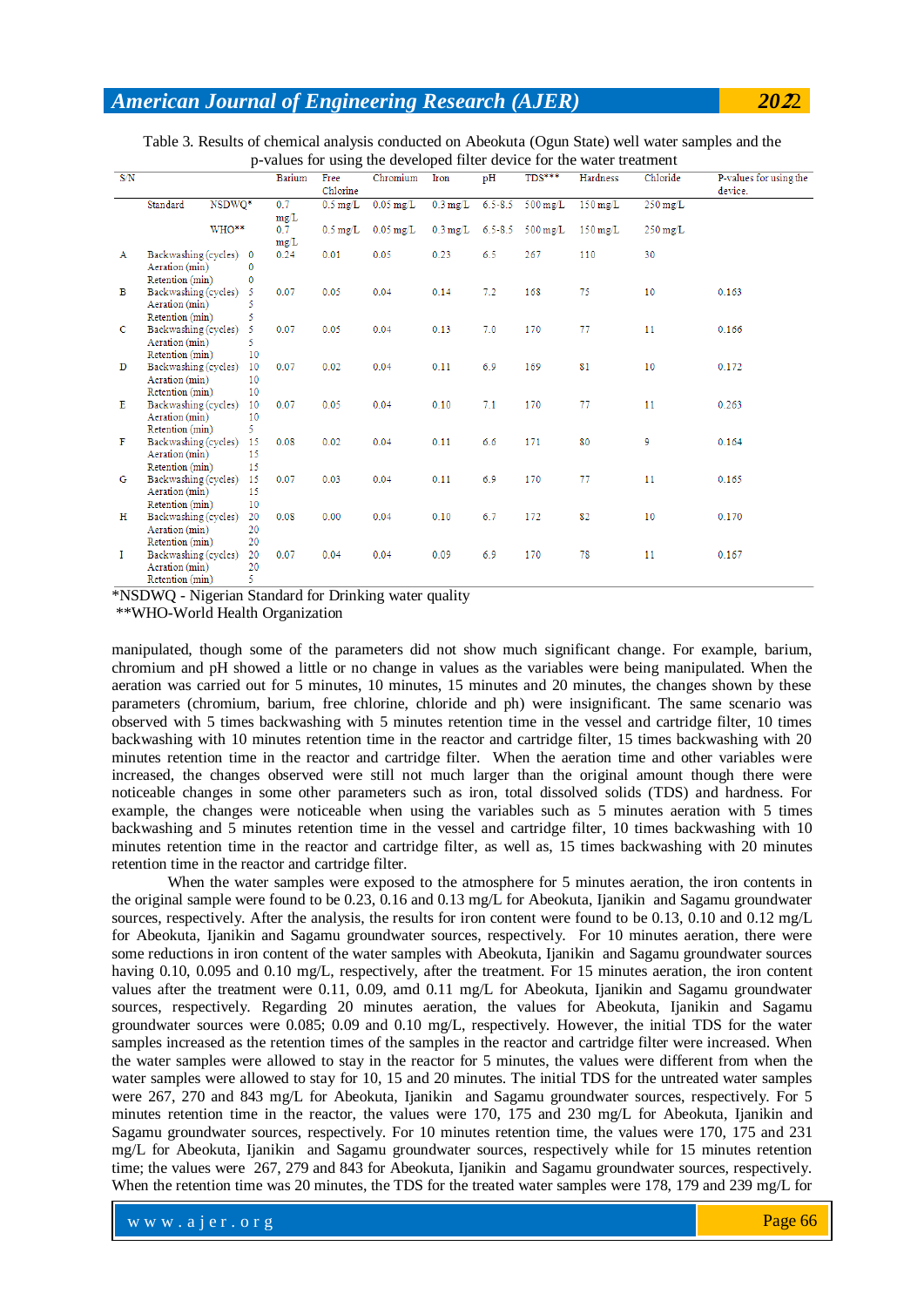Table 3. Results of chemical analysis conducted on Abeokuta (Ogun State) well water samples and the p-values for using the developed filter device for the water treatment

| S/N | | | | Barium | Free Chlorine | Chromium | Iron | pH | TDS*** | Hardness | Chloride | P-values for using the device. |
|---|---|---|---|---|---|---|---|---|---|---|---|---|
| | Standard | NSDWQ* | | 0.7 mg/L | 0.5 mg/L | 0.05 mg/L | 0.3 mg/L | 6.5-8.5 | 500 mg/L | 150 mg/L | 250 mg/L | |
| | | WHO** | | 0.7 mg/L | 0.5 mg/L | 0.05 mg/L | 0.3 mg/L | 6.5-8.5 | 500 mg/L | 150 mg/L | 250 mg/L | |
| A | Backwashing (cycles)<br>Aeration (min)<br>Retention (min) | | 0<br>0<br>0 | 0.24 | 0.01 | 0.05 | 0.23 | 6.5 | 267 | 110 | 30 | |
| B | Backwashing (cycles)<br>Aeration (min)<br>Retention (min) | | 5<br>5<br>5 | 0.07 | 0.05 | 0.04 | 0.14 | 7.2 | 168 | 75 | 10 | 0.163 |
| C | Backwashing (cycles)<br>Aeration (min)<br>Retention (min) | | 5<br>5<br>10 | 0.07 | 0.05 | 0.04 | 0.13 | 7.0 | 170 | 77 | 11 | 0.166 |
| D | Backwashing (cycles)<br>Aeration (min)<br>Retention (min) | | 10<br>10<br>10 | 0.07 | 0.02 | 0.04 | 0.11 | 6.9 | 169 | 81 | 10 | 0.172 |
| E | Backwashing (cycles)<br>Aeration (min)<br>Retention (min) | | 10<br>10<br>5 | 0.07 | 0.05 | 0.04 | 0.10 | 7.1 | 170 | 77 | 11 | 0.263 |
| F | Backwashing (cycles)<br>Aeration (min)<br>Retention (min) | | 15<br>15<br>15 | 0.08 | 0.02 | 0.04 | 0.11 | 6.6 | 171 | 80 | 9 | 0.164 |
| G | Backwashing (cycles)<br>Aeration (min)<br>Retention (min) | | 15<br>15<br>10 | 0.07 | 0.03 | 0.04 | 0.11 | 6.9 | 170 | 77 | 11 | 0.165 |
| H | Backwashing (cycles)<br>Aeration (min)<br>Retention (min) | | 20<br>20<br>20 | 0.08 | 0.00 | 0.04 | 0.10 | 6.7 | 172 | 82 | 10 | 0.170 |
| I | Backwashing (cycles)<br>Aeration (min)<br>Retention (min) | | 20<br>20<br>5 | 0.07 | 0.04 | 0.04 | 0.09 | 6.9 | 170 | 78 | 11 | 0.167 |

*NSDWQ - Nigerian Standard for Drinking water quality
**WHO-World Health Organization

manipulated, though some of the parameters did not show much significant change. For example, barium, chromium and pH showed a little or no change in values as the variables were being manipulated. When the aeration was carried out for 5 minutes, 10 minutes, 15 minutes and 20 minutes, the changes shown by these parameters (chromium, barium, free chlorine, chloride and ph) were insignificant. The same scenario was observed with 5 times backwashing with 5 minutes retention time in the vessel and cartridge filter, 10 times backwashing with 10 minutes retention time in the reactor and cartridge filter, 15 times backwashing with 20 minutes retention time in the reactor and cartridge filter. When the aeration time and other variables were increased, the changes observed were still not much larger than the original amount though there were noticeable changes in some other parameters such as iron, total dissolved solids (TDS) and hardness. For example, the changes were noticeable when using the variables such as 5 minutes aeration with 5 times backwashing and 5 minutes retention time in the vessel and cartridge filter, 10 times backwashing with 10 minutes retention time in the reactor and cartridge filter, as well as, 15 times backwashing with 20 minutes retention time in the reactor and cartridge filter.

When the water samples were exposed to the atmosphere for 5 minutes aeration, the iron contents in the original sample were found to be 0.23, 0.16 and 0.13 mg/L for Abeokuta, Ijanikin and Sagamu groundwater sources, respectively. After the analysis, the results for iron content were found to be 0.13, 0.10 and 0.12 mg/L for Abeokuta, Ijanikin and Sagamu groundwater sources, respectively. For 10 minutes aeration, there were some reductions in iron content of the water samples with Abeokuta, Ijanikin and Sagamu groundwater sources having 0.10, 0.095 and 0.10 mg/L, respectively, after the treatment. For 15 minutes aeration, the iron content values after the treatment were 0.11, 0.09, amd 0.11 mg/L for Abeokuta, Ijanikin and Sagamu groundwater sources, respectively. Regarding 20 minutes aeration, the values for Abeokuta, Ijanikin and Sagamu groundwater sources were 0.085; 0.09 and 0.10 mg/L, respectively. However, the initial TDS for the water samples increased as the retention times of the samples in the reactor and cartridge filter were increased. When the water samples were allowed to stay in the reactor for 5 minutes, the values were different from when the water samples were allowed to stay for 10, 15 and 20 minutes. The initial TDS for the untreated water samples were 267, 270 and 843 mg/L for Abeokuta, Ijanikin and Sagamu groundwater sources, respectively. For 5 minutes retention time in the reactor, the values were 170, 175 and 230 mg/L for Abeokuta, Ijanikin and Sagamu groundwater sources, respectively. For 10 minutes retention time, the values were 170, 175 and 231 mg/L for Abeokuta, Ijanikin and Sagamu groundwater sources, respectively while for 15 minutes retention time; the values were 267, 279 and 843 for Abeokuta, Ijanikin and Sagamu groundwater sources, respectively. When the retention time was 20 minutes, the TDS for the treated water samples were 178, 179 and 239 mg/L for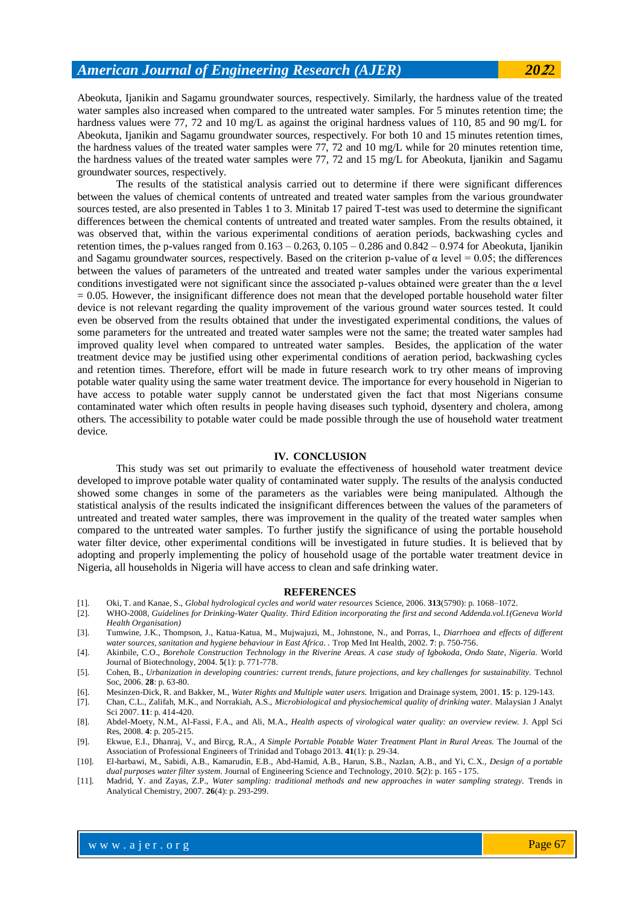Abeokuta, Ijanikin and Sagamu groundwater sources, respectively. Similarly, the hardness value of the treated water samples also increased when compared to the untreated water samples. For 5 minutes retention time; the hardness values were 77, 72 and 10 mg/L as against the original hardness values of 110, 85 and 90 mg/L for Abeokuta, Ijanikin and Sagamu groundwater sources, respectively. For both 10 and 15 minutes retention times, the hardness values of the treated water samples were 77, 72 and 10 mg/L while for 20 minutes retention time, the hardness values of the treated water samples were 77, 72 and 15 mg/L for Abeokuta, Ijanikin and Sagamu groundwater sources, respectively.

The results of the statistical analysis carried out to determine if there were significant differences between the values of chemical contents of untreated and treated water samples from the various groundwater sources tested, are also presented in Tables 1 to 3. Minitab 17 paired T-test was used to determine the significant differences between the chemical contents of untreated and treated water samples. From the results obtained, it was observed that, within the various experimental conditions of aeration periods, backwashing cycles and retention times, the p-values ranged from 0.163 – 0.263, 0.105 – 0.286 and 0.842 – 0.974 for Abeokuta, Ijanikin and Sagamu groundwater sources, respectively. Based on the criterion p-value of $\alpha$ level = 0.05; the differences between the values of parameters of the untreated and treated water samples under the various experimental conditions investigated were not significant since the associated p-values obtained were greater than the $\alpha$ level = 0.05. However, the insignificant difference does not mean that the developed portable household water filter device is not relevant regarding the quality improvement of the various ground water sources tested. It could even be observed from the results obtained that under the investigated experimental conditions, the values of some parameters for the untreated and treated water samples were not the same; the treated water samples had improved quality level when compared to untreated water samples. Besides, the application of the water treatment device may be justified using other experimental conditions of aeration period, backwashing cycles and retention times. Therefore, effort will be made in future research work to try other means of improving potable water quality using the same water treatment device. The importance for every household in Nigerian to have access to potable water supply cannot be understated given the fact that most Nigerians consume contaminated water which often results in people having diseases such typhoid, dysentery and cholera, among others. The accessibility to potable water could be made possible through the use of household water treatment device.

## IV. CONCLUSION

This study was set out primarily to evaluate the effectiveness of household water treatment device developed to improve potable water quality of contaminated water supply. The results of the analysis conducted showed some changes in some of the parameters as the variables were being manipulated. Although the statistical analysis of the results indicated the insignificant differences between the values of the parameters of untreated and treated water samples, there was improvement in the quality of the treated water samples when compared to the untreated water samples. To further justify the significance of using the portable household water filter device, other experimental conditions will be investigated in future studies. It is believed that by adopting and properly implementing the policy of household usage of the portable water treatment device in Nigeria, all households in Nigeria will have access to clean and safe drinking water.

## REFERENCES

[1]. Oki, T. and Kanae, S., *Global hydrological cycles and world water resources* Science, 2006. **313**(5790): p. 1068–1072.

[2]. WHO-2008, *Guidelines for Drinking-Water Quality. Third Edition incorporating the first and second Addenda.vol.1(Geneva World Health Organisation)*

[3]. Tumwine, J.K., Thompson, J., Katua-Katua, M., Mujwajuzi, M., Johnstone, N., and Porras, I., *Diarrhoea and effects of different water sources, sanitation and hygiene behaviour in East Africa.* . Trop Med Int Health, 2002. **7**: p. 750-756.

[4]. Akinbile, C.O., *Borehole Construction Technology in the Riverine Areas. A case study of Igbokoda, Ondo State, Nigeria.* World Journal of Biotechnology, 2004. **5**(1): p. 771-778.

[5]. Cohen, B., *Urbanization in developing countries: current trends, future projections, and key challenges for sustainability.* Technol Soc, 2006. **28**: p. 63-80.

[6]. Mesinzen-Dick, R. and Bakker, M., *Water Rights and Multiple water users.* Irrigation and Drainage system, 2001. **15**: p. 129-143.

[7]. Chan, C.L., Zalifah, M.K., and Norrakiah, A.S., *Microbiological and physiochemical quality of drinking water.* Malaysian J Analyt Sci 2007. **11**: p. 414-420.

[8]. Abdel-Moety, N.M., Al-Fassi, F.A., and Ali, M.A., *Health aspects of virological water quality: an overview review.* J. Appl Sci Res, 2008. **4**: p. 205-215.

[9]. Ekwue, E.I., Dhanraj, V., and Bircg, R.A., *A Simple Portable Potable Water Treatment Plant in Rural Areas.* The Journal of the Association of Professional Engineers of Trinidad and Tobago 2013. **41**(1): p. 29-34.

[10]. El-harbawi, M., Sabidi, A.B., Kamarudin, E.B., Abd-Hamid, A.B., Harun, S.B., Nazlan, A.B., and Yi, C.X., *Design of a portable dual purposes water filter system.* Journal of Engineering Science and Technology, 2010. **5**(2): p. 165 - 175.

[11]. Madrid, Y. and Zayas, Z.P., *Water sampling: traditional methods and new approaches in water sampling strategy.* Trends in Analytical Chemistry, 2007. **26**(4): p. 293-299.